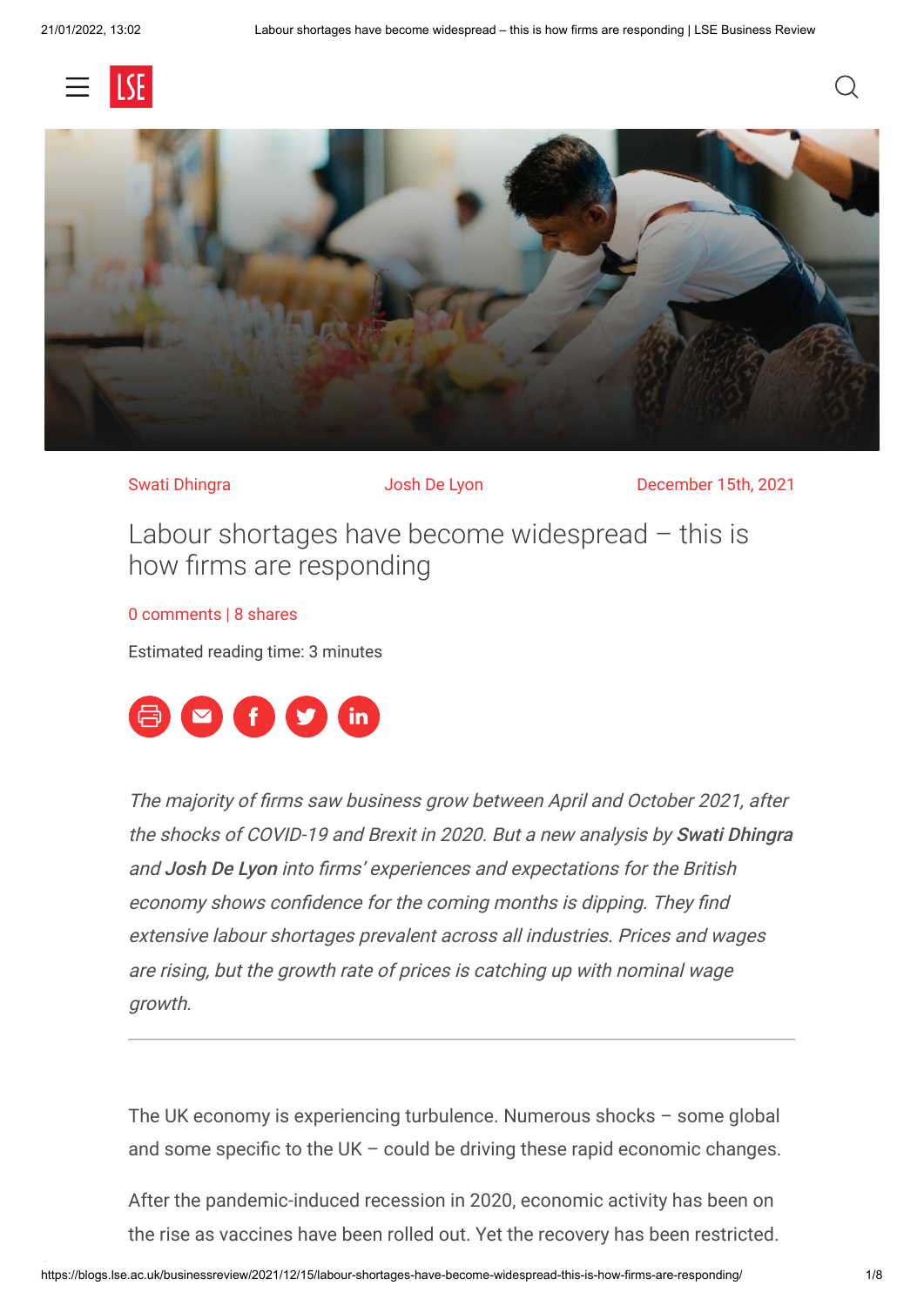Swati Dhingra Josh De Lyon December 15th, 2021

# Labour shortages have become widespread – this is how firms are responding

0 comments | 8 shares

Estimated reading time: 3 minutes

*The majority of firms saw business grow between April and October 2021, after the shocks of COVID-19 and Brexit in 2020. But a new analysis by* ***Swati Dhingra*** *and* ***Josh De Lyon*** *into firms' experiences and expectations for the British economy shows confidence for the coming months is dipping. They find extensive labour shortages prevalent across all industries. Prices and wages are rising, but the growth rate of prices is catching up with nominal wage growth.*

---

The UK economy is experiencing turbulence. Numerous shocks – some global and some specific to the UK – could be driving these rapid economic changes.

After the pandemic-induced recession in 2020, economic activity has been on the rise as vaccines have been rolled out. Yet the recovery has been restricted.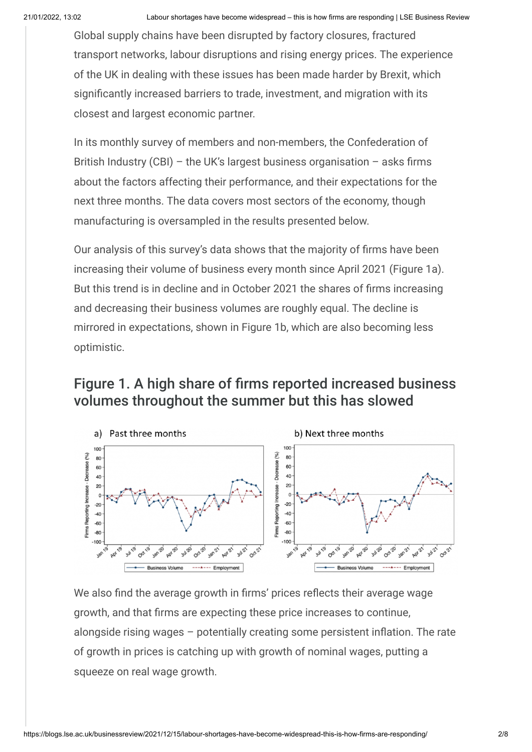Global supply chains have been disrupted by factory closures, fractured transport networks, labour disruptions and rising energy prices. The experience of the UK in dealing with these issues has been made harder by Brexit, which significantly increased barriers to trade, investment, and migration with its closest and largest economic partner.

In its monthly survey of members and non-members, the Confederation of British Industry (CBI) – the UK's largest business organisation – asks firms about the factors affecting their performance, and their expectations for the next three months. The data covers most sectors of the economy, though manufacturing is oversampled in the results presented below.

Our analysis of this survey's data shows that the majority of firms have been increasing their volume of business every month since April 2021 (Figure 1a). But this trend is in decline and in October 2021 the shares of firms increasing and decreasing their business volumes are roughly equal. The decline is mirrored in expectations, shown in Figure 1b, which are also becoming less optimistic.

## Figure 1. A high share of firms reported increased business volumes throughout the summer but this has slowed

We also find the average growth in firms' prices reflects their average wage growth, and that firms are expecting these price increases to continue, alongside rising wages – potentially creating some persistent inflation. The rate of growth in prices is catching up with growth of nominal wages, putting a squeeze on real wage growth.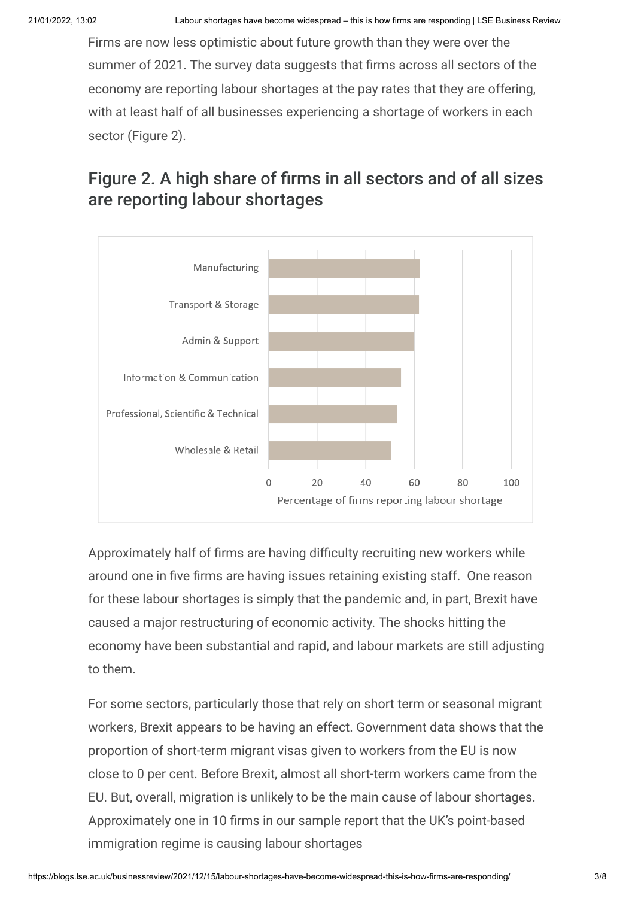Firms are now less optimistic about future growth than they were over the summer of 2021. The survey data suggests that firms across all sectors of the economy are reporting labour shortages at the pay rates that they are offering, with at least half of all businesses experiencing a shortage of workers in each sector (Figure 2).

## Figure 2. A high share of firms in all sectors and of all sizes are reporting labour shortages

Approximately half of firms are having difficulty recruiting new workers while around one in five firms are having issues retaining existing staff. One reason for these labour shortages is simply that the pandemic and, in part, Brexit have caused a major restructuring of economic activity. The shocks hitting the economy have been substantial and rapid, and labour markets are still adjusting to them.

For some sectors, particularly those that rely on short term or seasonal migrant workers, Brexit appears to be having an effect. Government data shows that the proportion of short-term migrant visas given to workers from the EU is now close to 0 per cent. Before Brexit, almost all short-term workers came from the EU. But, overall, migration is unlikely to be the main cause of labour shortages. Approximately one in 10 firms in our sample report that the UK's point-based immigration regime is causing labour shortages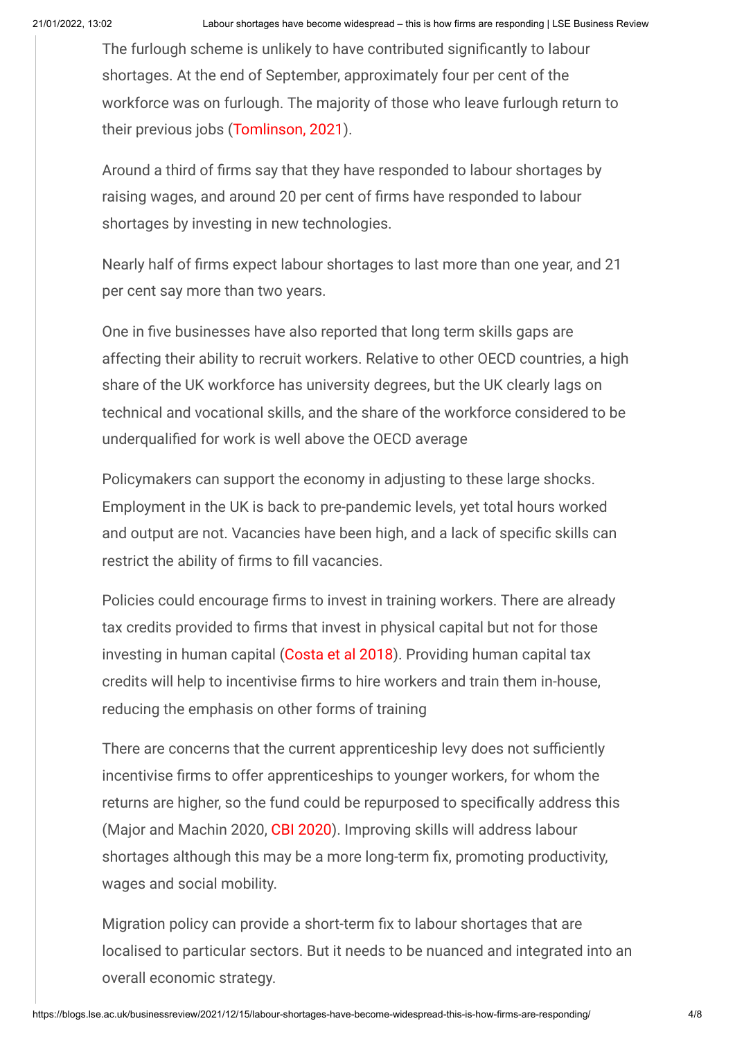The furlough scheme is unlikely to have contributed significantly to labour shortages. At the end of September, approximately four per cent of the workforce was on furlough. The majority of those who leave furlough return to their previous jobs (Tomlinson, 2021).

Around a third of firms say that they have responded to labour shortages by raising wages, and around 20 per cent of firms have responded to labour shortages by investing in new technologies.

Nearly half of firms expect labour shortages to last more than one year, and 21 per cent say more than two years.

One in five businesses have also reported that long term skills gaps are affecting their ability to recruit workers. Relative to other OECD countries, a high share of the UK workforce has university degrees, but the UK clearly lags on technical and vocational skills, and the share of the workforce considered to be underqualified for work is well above the OECD average

Policymakers can support the economy in adjusting to these large shocks. Employment in the UK is back to pre-pandemic levels, yet total hours worked and output are not. Vacancies have been high, and a lack of specific skills can restrict the ability of firms to fill vacancies.

Policies could encourage firms to invest in training workers. There are already tax credits provided to firms that invest in physical capital but not for those investing in human capital (Costa et al 2018). Providing human capital tax credits will help to incentivise firms to hire workers and train them in-house, reducing the emphasis on other forms of training

There are concerns that the current apprenticeship levy does not sufficiently incentivise firms to offer apprenticeships to younger workers, for whom the returns are higher, so the fund could be repurposed to specifically address this (Major and Machin 2020, CBI 2020). Improving skills will address labour shortages although this may be a more long-term fix, promoting productivity, wages and social mobility.

Migration policy can provide a short-term fix to labour shortages that are localised to particular sectors. But it needs to be nuanced and integrated into an overall economic strategy.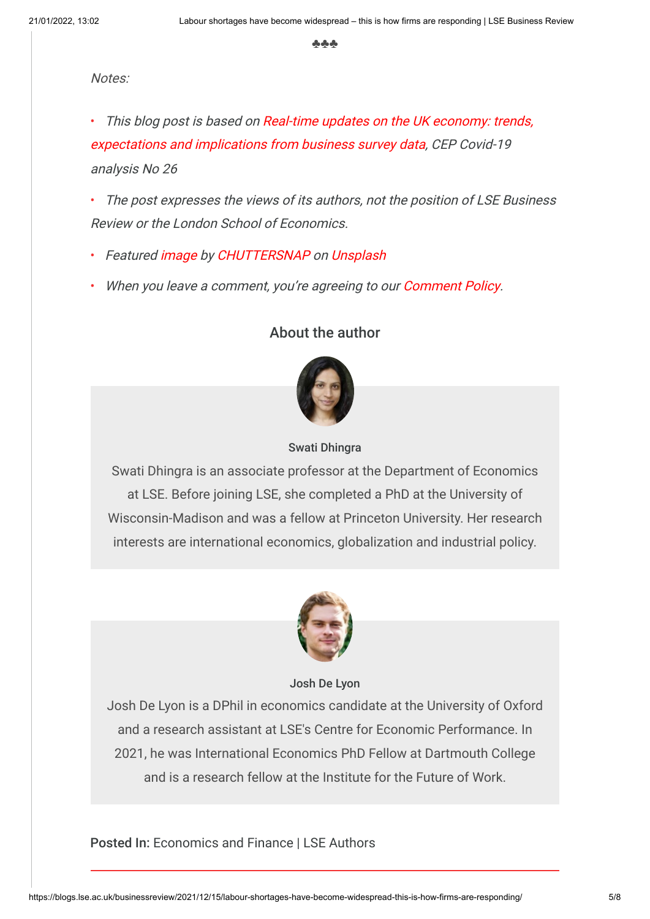♣♣♣

*Notes:*

- *This blog post is based on Real-time updates on the UK economy: trends, expectations and implications from business survey data, CEP Covid-19 analysis No 26*
- *The post expresses the views of its authors, not the position of LSE Business Review or the London School of Economics.*
- *Featured image by CHUTTERSNAP on Unsplash*
- *When you leave a comment, you're agreeing to our Comment Policy.*

## About the author

**Swati Dhingra**

Swati Dhingra is an associate professor at the Department of Economics at LSE. Before joining LSE, she completed a PhD at the University of Wisconsin-Madison and was a fellow at Princeton University. Her research interests are international economics, globalization and industrial policy.

**Josh De Lyon**

Josh De Lyon is a DPhil in economics candidate at the University of Oxford and a research assistant at LSE's Centre for Economic Performance. In 2021, he was International Economics PhD Fellow at Dartmouth College and is a research fellow at the Institute for the Future of Work.

**Posted In:** Economics and Finance | LSE Authors